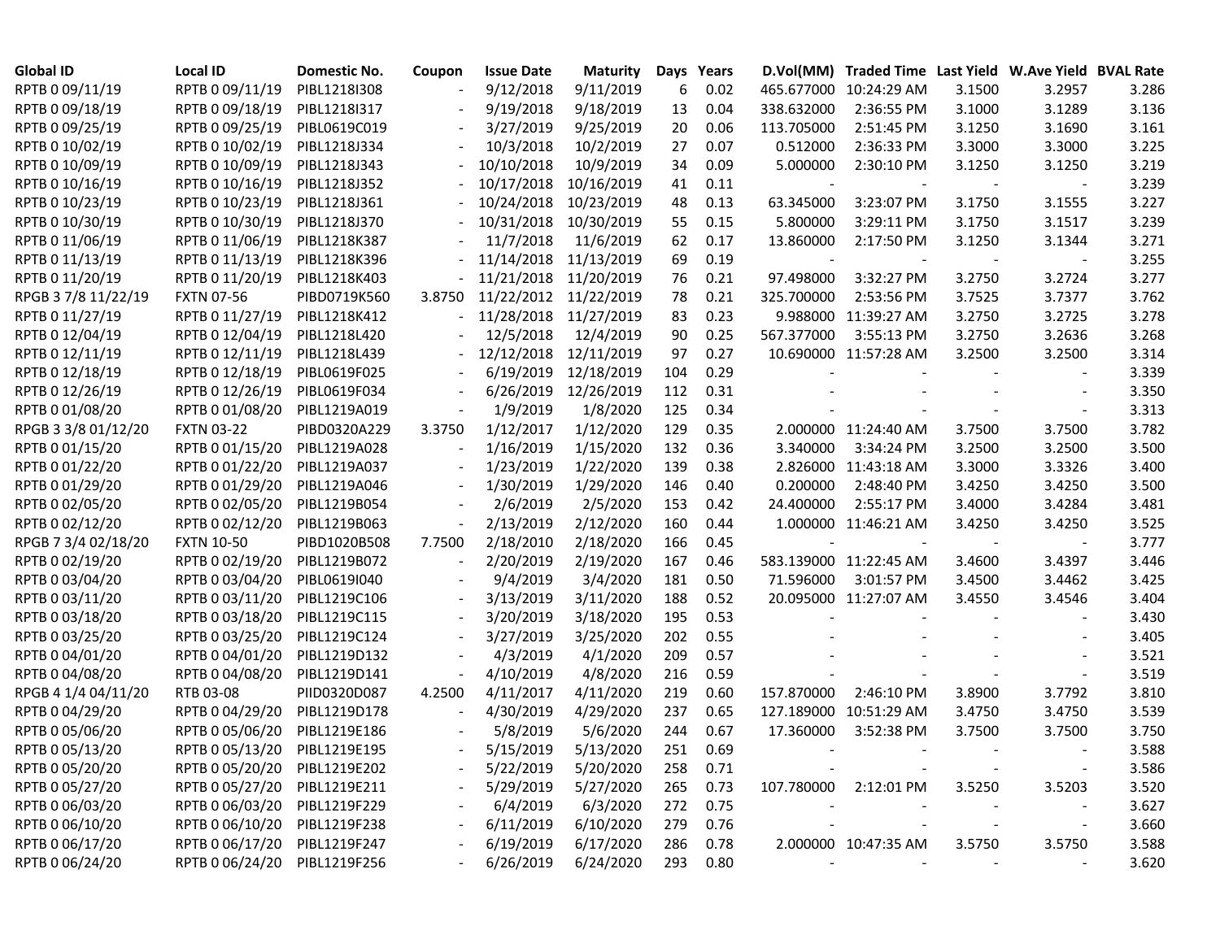| Global ID | Local ID | Domestic No. | Coupon | Issue Date | Maturity | Days | Years | D.Vol(MM) | Traded Time | Last Yield | W.Ave Yield | BVAL Rate |
|---|---|---|---|---|---|---|---|---|---|---|---|---|
| RPTB 0 09/11/19 | RPTB 0 09/11/19 | PIBL1218I308 | - | 9/12/2018 | 9/11/2019 | 6 | 0.02 | 465.677000 | 10:24:29 AM | 3.1500 | 3.2957 | 3.286 |
| RPTB 0 09/18/19 | RPTB 0 09/18/19 | PIBL1218I317 | - | 9/19/2018 | 9/18/2019 | 13 | 0.04 | 338.632000 | 2:36:55 PM | 3.1000 | 3.1289 | 3.136 |
| RPTB 0 09/25/19 | RPTB 0 09/25/19 | PIBL0619C019 | - | 3/27/2019 | 9/25/2019 | 20 | 0.06 | 113.705000 | 2:51:45 PM | 3.1250 | 3.1690 | 3.161 |
| RPTB 0 10/02/19 | RPTB 0 10/02/19 | PIBL1218J334 | - | 10/3/2018 | 10/2/2019 | 27 | 0.07 | 0.512000 | 2:36:33 PM | 3.3000 | 3.3000 | 3.225 |
| RPTB 0 10/09/19 | RPTB 0 10/09/19 | PIBL1218J343 | - | 10/10/2018 | 10/9/2019 | 34 | 0.09 | 5.000000 | 2:30:10 PM | 3.1250 | 3.1250 | 3.219 |
| RPTB 0 10/16/19 | RPTB 0 10/16/19 | PIBL1218J352 | - | 10/17/2018 | 10/16/2019 | 41 | 0.11 | - | - | - | - | 3.239 |
| RPTB 0 10/23/19 | RPTB 0 10/23/19 | PIBL1218J361 | - | 10/24/2018 | 10/23/2019 | 48 | 0.13 | 63.345000 | 3:23:07 PM | 3.1750 | 3.1555 | 3.227 |
| RPTB 0 10/30/19 | RPTB 0 10/30/19 | PIBL1218J370 | - | 10/31/2018 | 10/30/2019 | 55 | 0.15 | 5.800000 | 3:29:11 PM | 3.1750 | 3.1517 | 3.239 |
| RPTB 0 11/06/19 | RPTB 0 11/06/19 | PIBL1218K387 | - | 11/7/2018 | 11/6/2019 | 62 | 0.17 | 13.860000 | 2:17:50 PM | 3.1250 | 3.1344 | 3.271 |
| RPTB 0 11/13/19 | RPTB 0 11/13/19 | PIBL1218K396 | - | 11/14/2018 | 11/13/2019 | 69 | 0.19 | - | - | - | - | 3.255 |
| RPTB 0 11/20/19 | RPTB 0 11/20/19 | PIBL1218K403 | - | 11/21/2018 | 11/20/2019 | 76 | 0.21 | 97.498000 | 3:32:27 PM | 3.2750 | 3.2724 | 3.277 |
| RPGB 3 7/8 11/22/19 | FXTN 07-56 | PIBD0719K560 | 3.8750 | 11/22/2012 | 11/22/2019 | 78 | 0.21 | 325.700000 | 2:53:56 PM | 3.7525 | 3.7377 | 3.762 |
| RPTB 0 11/27/19 | RPTB 0 11/27/19 | PIBL1218K412 | - | 11/28/2018 | 11/27/2019 | 83 | 0.23 | 9.988000 | 11:39:27 AM | 3.2750 | 3.2725 | 3.278 |
| RPTB 0 12/04/19 | RPTB 0 12/04/19 | PIBL1218L420 | - | 12/5/2018 | 12/4/2019 | 90 | 0.25 | 567.377000 | 3:55:13 PM | 3.2750 | 3.2636 | 3.268 |
| RPTB 0 12/11/19 | RPTB 0 12/11/19 | PIBL1218L439 | - | 12/12/2018 | 12/11/2019 | 97 | 0.27 | 10.690000 | 11:57:28 AM | 3.2500 | 3.2500 | 3.314 |
| RPTB 0 12/18/19 | RPTB 0 12/18/19 | PIBL0619F025 | - | 6/19/2019 | 12/18/2019 | 104 | 0.29 | - | - | - | - | 3.339 |
| RPTB 0 12/26/19 | RPTB 0 12/26/19 | PIBL0619F034 | - | 6/26/2019 | 12/26/2019 | 112 | 0.31 | - | - | - | - | 3.350 |
| RPTB 0 01/08/20 | RPTB 0 01/08/20 | PIBL1219A019 | - | 1/9/2019 | 1/8/2020 | 125 | 0.34 | - | - | - | - | 3.313 |
| RPGB 3 3/8 01/12/20 | FXTN 03-22 | PIBD0320A229 | 3.3750 | 1/12/2017 | 1/12/2020 | 129 | 0.35 | 2.000000 | 11:24:40 AM | 3.7500 | 3.7500 | 3.782 |
| RPTB 0 01/15/20 | RPTB 0 01/15/20 | PIBL1219A028 | - | 1/16/2019 | 1/15/2020 | 132 | 0.36 | 3.340000 | 3:34:24 PM | 3.2500 | 3.2500 | 3.500 |
| RPTB 0 01/22/20 | RPTB 0 01/22/20 | PIBL1219A037 | - | 1/23/2019 | 1/22/2020 | 139 | 0.38 | 2.826000 | 11:43:18 AM | 3.3000 | 3.3326 | 3.400 |
| RPTB 0 01/29/20 | RPTB 0 01/29/20 | PIBL1219A046 | - | 1/30/2019 | 1/29/2020 | 146 | 0.40 | 0.200000 | 2:48:40 PM | 3.4250 | 3.4250 | 3.500 |
| RPTB 0 02/05/20 | RPTB 0 02/05/20 | PIBL1219B054 | - | 2/6/2019 | 2/5/2020 | 153 | 0.42 | 24.400000 | 2:55:17 PM | 3.4000 | 3.4284 | 3.481 |
| RPTB 0 02/12/20 | RPTB 0 02/12/20 | PIBL1219B063 | - | 2/13/2019 | 2/12/2020 | 160 | 0.44 | 1.000000 | 11:46:21 AM | 3.4250 | 3.4250 | 3.525 |
| RPGB 7 3/4 02/18/20 | FXTN 10-50 | PIBD1020B508 | 7.7500 | 2/18/2010 | 2/18/2020 | 166 | 0.45 | - | - | - | - | 3.777 |
| RPTB 0 02/19/20 | RPTB 0 02/19/20 | PIBL1219B072 | - | 2/20/2019 | 2/19/2020 | 167 | 0.46 | 583.139000 | 11:22:45 AM | 3.4600 | 3.4397 | 3.446 |
| RPTB 0 03/04/20 | RPTB 0 03/04/20 | PIBL0619I040 | - | 9/4/2019 | 3/4/2020 | 181 | 0.50 | 71.596000 | 3:01:57 PM | 3.4500 | 3.4462 | 3.425 |
| RPTB 0 03/11/20 | RPTB 0 03/11/20 | PIBL1219C106 | - | 3/13/2019 | 3/11/2020 | 188 | 0.52 | 20.095000 | 11:27:07 AM | 3.4550 | 3.4546 | 3.404 |
| RPTB 0 03/18/20 | RPTB 0 03/18/20 | PIBL1219C115 | - | 3/20/2019 | 3/18/2020 | 195 | 0.53 | - | - | - | - | 3.430 |
| RPTB 0 03/25/20 | RPTB 0 03/25/20 | PIBL1219C124 | - | 3/27/2019 | 3/25/2020 | 202 | 0.55 | - | - | - | - | 3.405 |
| RPTB 0 04/01/20 | RPTB 0 04/01/20 | PIBL1219D132 | - | 4/3/2019 | 4/1/2020 | 209 | 0.57 | - | - | - | - | 3.521 |
| RPTB 0 04/08/20 | RPTB 0 04/08/20 | PIBL1219D141 | - | 4/10/2019 | 4/8/2020 | 216 | 0.59 | - | - | - | - | 3.519 |
| RPGB 4 1/4 04/11/20 | RTB 03-08 | PIID0320D087 | 4.2500 | 4/11/2017 | 4/11/2020 | 219 | 0.60 | 157.870000 | 2:46:10 PM | 3.8900 | 3.7792 | 3.810 |
| RPTB 0 04/29/20 | RPTB 0 04/29/20 | PIBL1219D178 | - | 4/30/2019 | 4/29/2020 | 237 | 0.65 | 127.189000 | 10:51:29 AM | 3.4750 | 3.4750 | 3.539 |
| RPTB 0 05/06/20 | RPTB 0 05/06/20 | PIBL1219E186 | - | 5/8/2019 | 5/6/2020 | 244 | 0.67 | 17.360000 | 3:52:38 PM | 3.7500 | 3.7500 | 3.750 |
| RPTB 0 05/13/20 | RPTB 0 05/13/20 | PIBL1219E195 | - | 5/15/2019 | 5/13/2020 | 251 | 0.69 | - | - | - | - | 3.588 |
| RPTB 0 05/20/20 | RPTB 0 05/20/20 | PIBL1219E202 | - | 5/22/2019 | 5/20/2020 | 258 | 0.71 | - | - | - | - | 3.586 |
| RPTB 0 05/27/20 | RPTB 0 05/27/20 | PIBL1219E211 | - | 5/29/2019 | 5/27/2020 | 265 | 0.73 | 107.780000 | 2:12:01 PM | 3.5250 | 3.5203 | 3.520 |
| RPTB 0 06/03/20 | RPTB 0 06/03/20 | PIBL1219F229 | - | 6/4/2019 | 6/3/2020 | 272 | 0.75 | - | - | - | - | 3.627 |
| RPTB 0 06/10/20 | RPTB 0 06/10/20 | PIBL1219F238 | - | 6/11/2019 | 6/10/2020 | 279 | 0.76 | - | - | - | - | 3.660 |
| RPTB 0 06/17/20 | RPTB 0 06/17/20 | PIBL1219F247 | - | 6/19/2019 | 6/17/2020 | 286 | 0.78 | 2.000000 | 10:47:35 AM | 3.5750 | 3.5750 | 3.588 |
| RPTB 0 06/24/20 | RPTB 0 06/24/20 | PIBL1219F256 | - | 6/26/2019 | 6/24/2020 | 293 | 0.80 | - | - | - | - | 3.620 |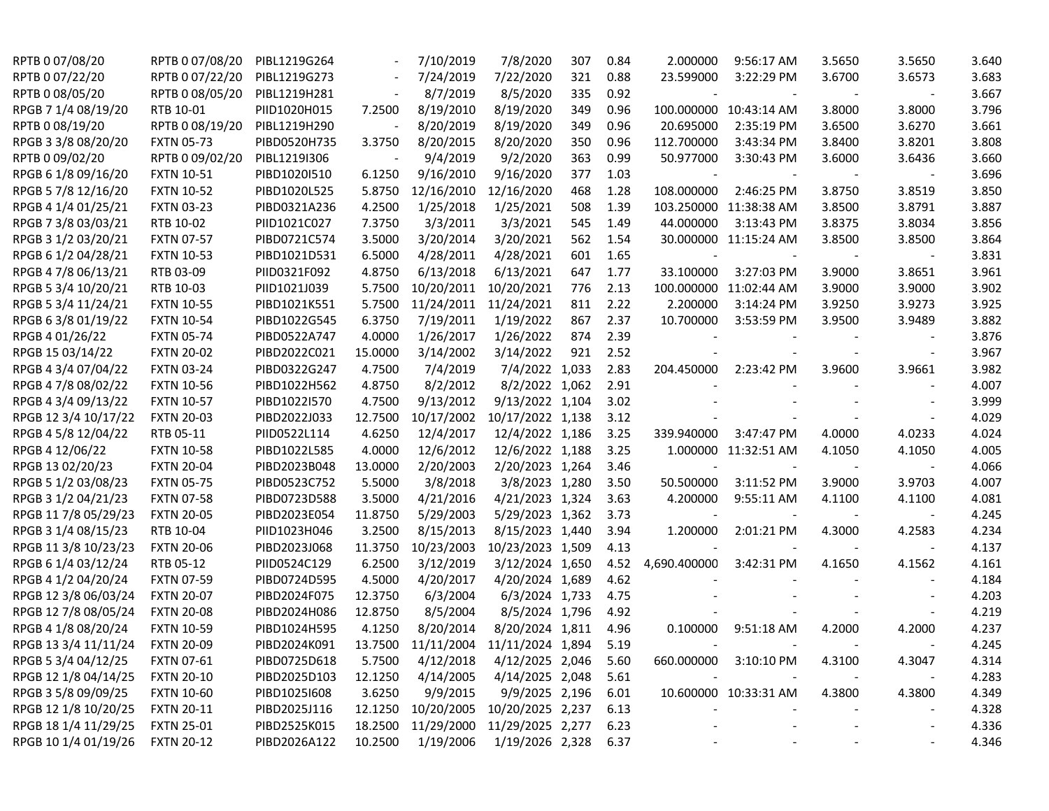| | | | | | | | | | | | | |
|---|---|---|---|---|---|---|---|---|---|---|---|---|
| RPTB 0 07/08/20 | RPTB 0 07/08/20 | PIBL1219G264 | - | 7/10/2019 | 7/8/2020 | 307 | 0.84 | 2.000000 | 9:56:17 AM | 3.5650 | 3.5650 | 3.640 |
| RPTB 0 07/22/20 | RPTB 0 07/22/20 | PIBL1219G273 | - | 7/24/2019 | 7/22/2020 | 321 | 0.88 | 23.599000 | 3:22:29 PM | 3.6700 | 3.6573 | 3.683 |
| RPTB 0 08/05/20 | RPTB 0 08/05/20 | PIBL1219H281 | - | 8/7/2019 | 8/5/2020 | 335 | 0.92 | - | - | - | - | 3.667 |
| RPGB 7 1/4 08/19/20 | RTB 10-01 | PIID1020H015 | 7.2500 | 8/19/2010 | 8/19/2020 | 349 | 0.96 | 100.000000 | 10:43:14 AM | 3.8000 | 3.8000 | 3.796 |
| RPTB 0 08/19/20 | RPTB 0 08/19/20 | PIBL1219H290 | - | 8/20/2019 | 8/19/2020 | 349 | 0.96 | 20.695000 | 2:35:19 PM | 3.6500 | 3.6270 | 3.661 |
| RPGB 3 3/8 08/20/20 | FXTN 05-73 | PIBD0520H735 | 3.3750 | 8/20/2015 | 8/20/2020 | 350 | 0.96 | 112.700000 | 3:43:34 PM | 3.8400 | 3.8201 | 3.808 |
| RPTB 0 09/02/20 | RPTB 0 09/02/20 | PIBL1219I306 | - | 9/4/2019 | 9/2/2020 | 363 | 0.99 | 50.977000 | 3:30:43 PM | 3.6000 | 3.6436 | 3.660 |
| RPGB 6 1/8 09/16/20 | FXTN 10-51 | PIBD1020I510 | 6.1250 | 9/16/2010 | 9/16/2020 | 377 | 1.03 | - | - | - | - | 3.696 |
| RPGB 5 7/8 12/16/20 | FXTN 10-52 | PIBD1020L525 | 5.8750 | 12/16/2010 | 12/16/2020 | 468 | 1.28 | 108.000000 | 2:46:25 PM | 3.8750 | 3.8519 | 3.850 |
| RPGB 4 1/4 01/25/21 | FXTN 03-23 | PIBD0321A236 | 4.2500 | 1/25/2018 | 1/25/2021 | 508 | 1.39 | 103.250000 | 11:38:38 AM | 3.8500 | 3.8791 | 3.887 |
| RPGB 7 3/8 03/03/21 | RTB 10-02 | PIID1021C027 | 7.3750 | 3/3/2011 | 3/3/2021 | 545 | 1.49 | 44.000000 | 3:13:43 PM | 3.8375 | 3.8034 | 3.856 |
| RPGB 3 1/2 03/20/21 | FXTN 07-57 | PIBD0721C574 | 3.5000 | 3/20/2014 | 3/20/2021 | 562 | 1.54 | 30.000000 | 11:15:24 AM | 3.8500 | 3.8500 | 3.864 |
| RPGB 6 1/2 04/28/21 | FXTN 10-53 | PIBD1021D531 | 6.5000 | 4/28/2011 | 4/28/2021 | 601 | 1.65 | - | - | - | - | 3.831 |
| RPGB 4 7/8 06/13/21 | RTB 03-09 | PIID0321F092 | 4.8750 | 6/13/2018 | 6/13/2021 | 647 | 1.77 | 33.100000 | 3:27:03 PM | 3.9000 | 3.8651 | 3.961 |
| RPGB 5 3/4 10/20/21 | RTB 10-03 | PIID1021J039 | 5.7500 | 10/20/2011 | 10/20/2021 | 776 | 2.13 | 100.000000 | 11:02:44 AM | 3.9000 | 3.9000 | 3.902 |
| RPGB 5 3/4 11/24/21 | FXTN 10-55 | PIBD1021K551 | 5.7500 | 11/24/2011 | 11/24/2021 | 811 | 2.22 | 2.200000 | 3:14:24 PM | 3.9250 | 3.9273 | 3.925 |
| RPGB 6 3/8 01/19/22 | FXTN 10-54 | PIBD1022G545 | 6.3750 | 7/19/2011 | 1/19/2022 | 867 | 2.37 | 10.700000 | 3:53:59 PM | 3.9500 | 3.9489 | 3.882 |
| RPGB 4 01/26/22 | FXTN 05-74 | PIBD0522A747 | 4.0000 | 1/26/2017 | 1/26/2022 | 874 | 2.39 | - | - | - | - | 3.876 |
| RPGB 15 03/14/22 | FXTN 20-02 | PIBD2022C021 | 15.0000 | 3/14/2002 | 3/14/2022 | 921 | 2.52 | - | - | - | - | 3.967 |
| RPGB 4 3/4 07/04/22 | FXTN 03-24 | PIBD0322G247 | 4.7500 | 7/4/2019 | 7/4/2022 | 1,033 | 2.83 | 204.450000 | 2:23:42 PM | 3.9600 | 3.9661 | 3.982 |
| RPGB 4 7/8 08/02/22 | FXTN 10-56 | PIBD1022H562 | 4.8750 | 8/2/2012 | 8/2/2022 | 1,062 | 2.91 | - | - | - | - | 4.007 |
| RPGB 4 3/4 09/13/22 | FXTN 10-57 | PIBD1022I570 | 4.7500 | 9/13/2012 | 9/13/2022 | 1,104 | 3.02 | - | - | - | - | 3.999 |
| RPGB 12 3/4 10/17/22 | FXTN 20-03 | PIBD2022J033 | 12.7500 | 10/17/2002 | 10/17/2022 | 1,138 | 3.12 | - | - | - | - | 4.029 |
| RPGB 4 5/8 12/04/22 | RTB 05-11 | PIID0522L114 | 4.6250 | 12/4/2017 | 12/4/2022 | 1,186 | 3.25 | 339.940000 | 3:47:47 PM | 4.0000 | 4.0233 | 4.024 |
| RPGB 4 12/06/22 | FXTN 10-58 | PIBD1022L585 | 4.0000 | 12/6/2012 | 12/6/2022 | 1,188 | 3.25 | 1.000000 | 11:32:51 AM | 4.1050 | 4.1050 | 4.005 |
| RPGB 13 02/20/23 | FXTN 20-04 | PIBD2023B048 | 13.0000 | 2/20/2003 | 2/20/2023 | 1,264 | 3.46 | - | - | - | - | 4.066 |
| RPGB 5 1/2 03/08/23 | FXTN 05-75 | PIBD0523C752 | 5.5000 | 3/8/2018 | 3/8/2023 | 1,280 | 3.50 | 50.500000 | 3:11:52 PM | 3.9000 | 3.9703 | 4.007 |
| RPGB 3 1/2 04/21/23 | FXTN 07-58 | PIBD0723D588 | 3.5000 | 4/21/2016 | 4/21/2023 | 1,324 | 3.63 | 4.200000 | 9:55:11 AM | 4.1100 | 4.1100 | 4.081 |
| RPGB 11 7/8 05/29/23 | FXTN 20-05 | PIBD2023E054 | 11.8750 | 5/29/2003 | 5/29/2023 | 1,362 | 3.73 | - | - | - | - | 4.245 |
| RPGB 3 1/4 08/15/23 | RTB 10-04 | PIID1023H046 | 3.2500 | 8/15/2013 | 8/15/2023 | 1,440 | 3.94 | 1.200000 | 2:01:21 PM | 4.3000 | 4.2583 | 4.234 |
| RPGB 11 3/8 10/23/23 | FXTN 20-06 | PIBD2023J068 | 11.3750 | 10/23/2003 | 10/23/2023 | 1,509 | 4.13 | - | - | - | - | 4.137 |
| RPGB 6 1/4 03/12/24 | RTB 05-12 | PIID0524C129 | 6.2500 | 3/12/2019 | 3/12/2024 | 1,650 | 4.52 | 4,690.400000 | 3:42:31 PM | 4.1650 | 4.1562 | 4.161 |
| RPGB 4 1/2 04/20/24 | FXTN 07-59 | PIBD0724D595 | 4.5000 | 4/20/2017 | 4/20/2024 | 1,689 | 4.62 | - | - | - | - | 4.184 |
| RPGB 12 3/8 06/03/24 | FXTN 20-07 | PIBD2024F075 | 12.3750 | 6/3/2004 | 6/3/2024 | 1,733 | 4.75 | - | - | - | - | 4.203 |
| RPGB 12 7/8 08/05/24 | FXTN 20-08 | PIBD2024H086 | 12.8750 | 8/5/2004 | 8/5/2024 | 1,796 | 4.92 | - | - | - | - | 4.219 |
| RPGB 4 1/8 08/20/24 | FXTN 10-59 | PIBD1024H595 | 4.1250 | 8/20/2014 | 8/20/2024 | 1,811 | 4.96 | 0.100000 | 9:51:18 AM | 4.2000 | 4.2000 | 4.237 |
| RPGB 13 3/4 11/11/24 | FXTN 20-09 | PIBD2024K091 | 13.7500 | 11/11/2004 | 11/11/2024 | 1,894 | 5.19 | - | - | - | - | 4.245 |
| RPGB 5 3/4 04/12/25 | FXTN 07-61 | PIBD0725D618 | 5.7500 | 4/12/2018 | 4/12/2025 | 2,046 | 5.60 | 660.000000 | 3:10:10 PM | 4.3100 | 4.3047 | 4.314 |
| RPGB 12 1/8 04/14/25 | FXTN 20-10 | PIBD2025D103 | 12.1250 | 4/14/2005 | 4/14/2025 | 2,048 | 5.61 | - | - | - | - | 4.283 |
| RPGB 3 5/8 09/09/25 | FXTN 10-60 | PIBD1025I608 | 3.6250 | 9/9/2015 | 9/9/2025 | 2,196 | 6.01 | 10.600000 | 10:33:31 AM | 4.3800 | 4.3800 | 4.349 |
| RPGB 12 1/8 10/20/25 | FXTN 20-11 | PIBD2025J116 | 12.1250 | 10/20/2005 | 10/20/2025 | 2,237 | 6.13 | - | - | - | - | 4.328 |
| RPGB 18 1/4 11/29/25 | FXTN 25-01 | PIBD2525K015 | 18.2500 | 11/29/2000 | 11/29/2025 | 2,277 | 6.23 | - | - | - | - | 4.336 |
| RPGB 10 1/4 01/19/26 | FXTN 20-12 | PIBD2026A122 | 10.2500 | 1/19/2006 | 1/19/2026 | 2,328 | 6.37 | - | - | - | - | 4.346 |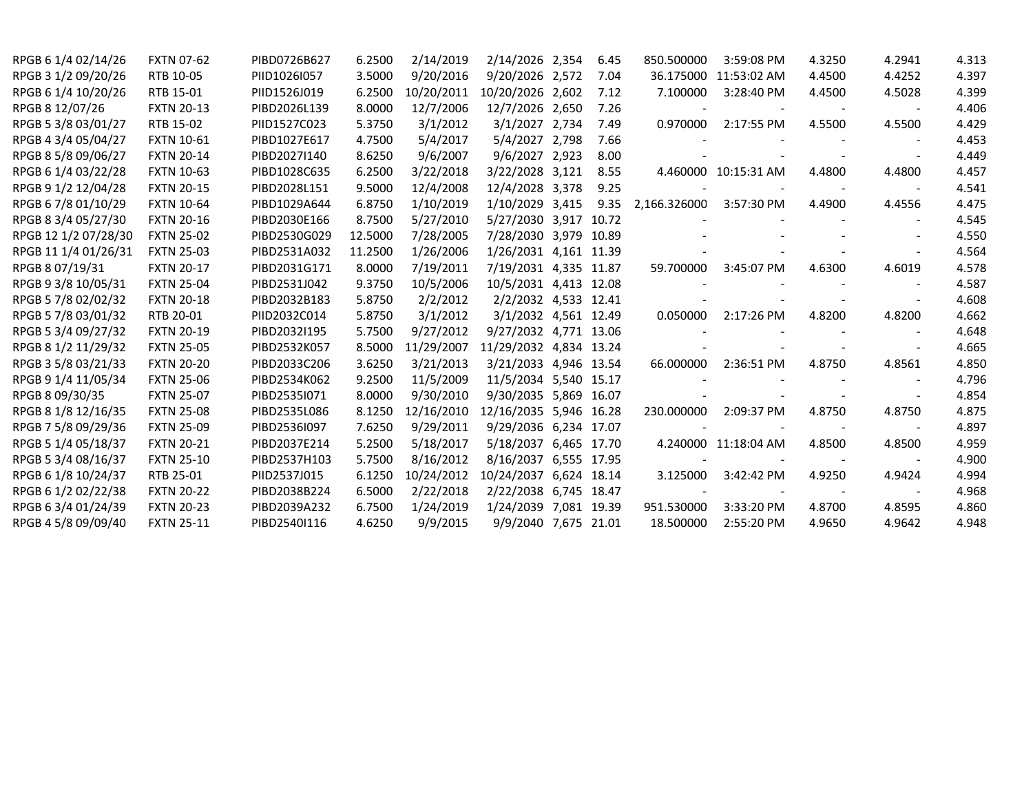| | | | | | | | | | | | | | |
|---|---|---|---|---|---|---|---|---|---|---|---|---|---|
| RPGB 6 1/4 02/14/26 | FXTN 07-62 | PIBD0726B627 | 6.2500 | 2/14/2019 | 2/14/2026 | 2,354 | 6.45 | 850.500000 | 3:59:08 PM | 4.3250 | 4.2941 | 4.313 |
| RPGB 3 1/2 09/20/26 | RTB 10-05 | PIID1026I057 | 3.5000 | 9/20/2016 | 9/20/2026 | 2,572 | 7.04 | 36.175000 | 11:53:02 AM | 4.4500 | 4.4252 | 4.397 |
| RPGB 6 1/4 10/20/26 | RTB 15-01 | PIID1526J019 | 6.2500 | 10/20/2011 | 10/20/2026 | 2,602 | 7.12 | 7.100000 | 3:28:40 PM | 4.4500 | 4.5028 | 4.399 |
| RPGB 8 12/07/26 | FXTN 20-13 | PIBD2026L139 | 8.0000 | 12/7/2006 | 12/7/2026 | 2,650 | 7.26 | - | - | - | - | 4.406 |
| RPGB 5 3/8 03/01/27 | RTB 15-02 | PIID1527C023 | 5.3750 | 3/1/2012 | 3/1/2027 | 2,734 | 7.49 | 0.970000 | 2:17:55 PM | 4.5500 | 4.5500 | 4.429 |
| RPGB 4 3/4 05/04/27 | FXTN 10-61 | PIBD1027E617 | 4.7500 | 5/4/2017 | 5/4/2027 | 2,798 | 7.66 | - | - | - | - | 4.453 |
| RPGB 8 5/8 09/06/27 | FXTN 20-14 | PIBD2027I140 | 8.6250 | 9/6/2007 | 9/6/2027 | 2,923 | 8.00 | - | - | - | - | 4.449 |
| RPGB 6 1/4 03/22/28 | FXTN 10-63 | PIBD1028C635 | 6.2500 | 3/22/2018 | 3/22/2028 | 3,121 | 8.55 | 4.460000 | 10:15:31 AM | 4.4800 | 4.4800 | 4.457 |
| RPGB 9 1/2 12/04/28 | FXTN 20-15 | PIBD2028L151 | 9.5000 | 12/4/2008 | 12/4/2028 | 3,378 | 9.25 | - | - | - | - | 4.541 |
| RPGB 6 7/8 01/10/29 | FXTN 10-64 | PIBD1029A644 | 6.8750 | 1/10/2019 | 1/10/2029 | 3,415 | 9.35 | 2,166.326000 | 3:57:30 PM | 4.4900 | 4.4556 | 4.475 |
| RPGB 8 3/4 05/27/30 | FXTN 20-16 | PIBD2030E166 | 8.7500 | 5/27/2010 | 5/27/2030 | 3,917 | 10.72 | - | - | - | - | 4.545 |
| RPGB 12 1/2 07/28/30 | FXTN 25-02 | PIBD2530G029 | 12.5000 | 7/28/2005 | 7/28/2030 | 3,979 | 10.89 | - | - | - | - | 4.550 |
| RPGB 11 1/4 01/26/31 | FXTN 25-03 | PIBD2531A032 | 11.2500 | 1/26/2006 | 1/26/2031 | 4,161 | 11.39 | - | - | - | - | 4.564 |
| RPGB 8 07/19/31 | FXTN 20-17 | PIBD2031G171 | 8.0000 | 7/19/2011 | 7/19/2031 | 4,335 | 11.87 | 59.700000 | 3:45:07 PM | 4.6300 | 4.6019 | 4.578 |
| RPGB 9 3/8 10/05/31 | FXTN 25-04 | PIBD2531J042 | 9.3750 | 10/5/2006 | 10/5/2031 | 4,413 | 12.08 | - | - | - | - | 4.587 |
| RPGB 5 7/8 02/02/32 | FXTN 20-18 | PIBD2032B183 | 5.8750 | 2/2/2012 | 2/2/2032 | 4,533 | 12.41 | - | - | - | - | 4.608 |
| RPGB 5 7/8 03/01/32 | RTB 20-01 | PIID2032C014 | 5.8750 | 3/1/2012 | 3/1/2032 | 4,561 | 12.49 | 0.050000 | 2:17:26 PM | 4.8200 | 4.8200 | 4.662 |
| RPGB 5 3/4 09/27/32 | FXTN 20-19 | PIBD2032I195 | 5.7500 | 9/27/2012 | 9/27/2032 | 4,771 | 13.06 | - | - | - | - | 4.648 |
| RPGB 8 1/2 11/29/32 | FXTN 25-05 | PIBD2532K057 | 8.5000 | 11/29/2007 | 11/29/2032 | 4,834 | 13.24 | - | - | - | - | 4.665 |
| RPGB 3 5/8 03/21/33 | FXTN 20-20 | PIBD2033C206 | 3.6250 | 3/21/2013 | 3/21/2033 | 4,946 | 13.54 | 66.000000 | 2:36:51 PM | 4.8750 | 4.8561 | 4.850 |
| RPGB 9 1/4 11/05/34 | FXTN 25-06 | PIBD2534K062 | 9.2500 | 11/5/2009 | 11/5/2034 | 5,540 | 15.17 | - | - | - | - | 4.796 |
| RPGB 8 09/30/35 | FXTN 25-07 | PIBD2535I071 | 8.0000 | 9/30/2010 | 9/30/2035 | 5,869 | 16.07 | - | - | - | - | 4.854 |
| RPGB 8 1/8 12/16/35 | FXTN 25-08 | PIBD2535L086 | 8.1250 | 12/16/2010 | 12/16/2035 | 5,946 | 16.28 | 230.000000 | 2:09:37 PM | 4.8750 | 4.8750 | 4.875 |
| RPGB 7 5/8 09/29/36 | FXTN 25-09 | PIBD2536I097 | 7.6250 | 9/29/2011 | 9/29/2036 | 6,234 | 17.07 | - | - | - | - | 4.897 |
| RPGB 5 1/4 05/18/37 | FXTN 20-21 | PIBD2037E214 | 5.2500 | 5/18/2017 | 5/18/2037 | 6,465 | 17.70 | 4.240000 | 11:18:04 AM | 4.8500 | 4.8500 | 4.959 |
| RPGB 5 3/4 08/16/37 | FXTN 25-10 | PIBD2537H103 | 5.7500 | 8/16/2012 | 8/16/2037 | 6,555 | 17.95 | - | - | - | - | 4.900 |
| RPGB 6 1/8 10/24/37 | RTB 25-01 | PIID2537J015 | 6.1250 | 10/24/2012 | 10/24/2037 | 6,624 | 18.14 | 3.125000 | 3:42:42 PM | 4.9250 | 4.9424 | 4.994 |
| RPGB 6 1/2 02/22/38 | FXTN 20-22 | PIBD2038B224 | 6.5000 | 2/22/2018 | 2/22/2038 | 6,745 | 18.47 | - | - | - | - | 4.968 |
| RPGB 6 3/4 01/24/39 | FXTN 20-23 | PIBD2039A232 | 6.7500 | 1/24/2019 | 1/24/2039 | 7,081 | 19.39 | 951.530000 | 3:33:20 PM | 4.8700 | 4.8595 | 4.860 |
| RPGB 4 5/8 09/09/40 | FXTN 25-11 | PIBD2540I116 | 4.6250 | 9/9/2015 | 9/9/2040 | 7,675 | 21.01 | 18.500000 | 2:55:20 PM | 4.9650 | 4.9642 | 4.948 |